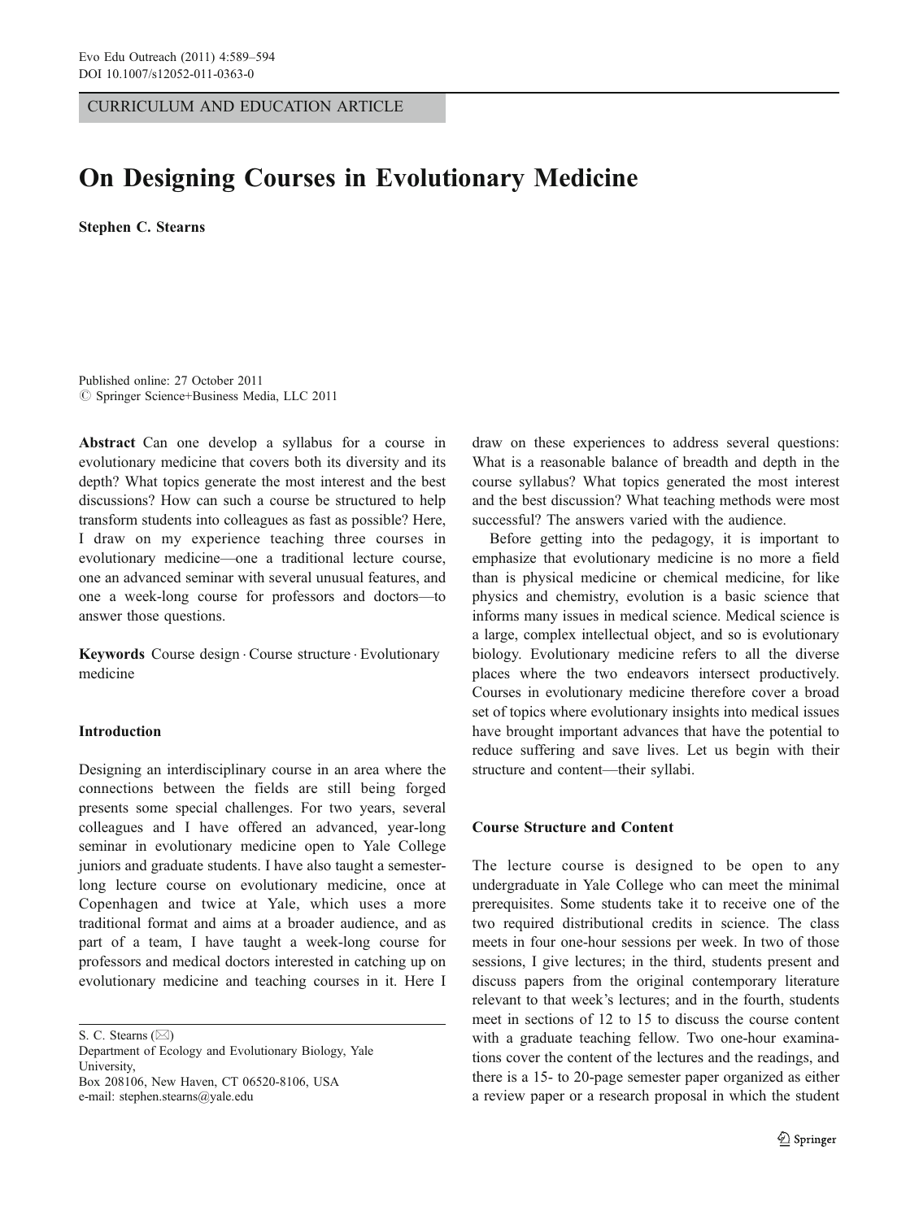CURRICULUM AND EDUCATION ARTICLE

# On Designing Courses in Evolutionary Medicine

**Stephen C. Stearns**

Published online: 27 October 2011
© Springer Science+Business Media, LLC 2011

**Abstract** Can one develop a syllabus for a course in evolutionary medicine that covers both its diversity and its depth? What topics generate the most interest and the best discussions? How can such a course be structured to help transform students into colleagues as fast as possible? Here, I draw on my experience teaching three courses in evolutionary medicine—one a traditional lecture course, one an advanced seminar with several unusual features, and one a week-long course for professors and doctors—to answer those questions.

**Keywords** Course design · Course structure · Evolutionary medicine

S. C. Stearns (✉)
Department of Ecology and Evolutionary Biology, Yale University,
Box 208106, New Haven, CT 06520-8106, USA
e-mail: stephen.stearns@yale.edu

## Introduction

Designing an interdisciplinary course in an area where the connections between the fields are still being forged presents some special challenges. For two years, several colleagues and I have offered an advanced, year-long seminar in evolutionary medicine open to Yale College juniors and graduate students. I have also taught a semester-long lecture course on evolutionary medicine, once at Copenhagen and twice at Yale, which uses a more traditional format and aims at a broader audience, and as part of a team, I have taught a week-long course for professors and medical doctors interested in catching up on evolutionary medicine and teaching courses in it. Here I draw on these experiences to address several questions: What is a reasonable balance of breadth and depth in the course syllabus? What topics generated the most interest and the best discussion? What teaching methods were most successful? The answers varied with the audience.

Before getting into the pedagogy, it is important to emphasize that evolutionary medicine is no more a field than is physical medicine or chemical medicine, for like physics and chemistry, evolution is a basic science that informs many issues in medical science. Medical science is a large, complex intellectual object, and so is evolutionary biology. Evolutionary medicine refers to all the diverse places where the two endeavors intersect productively. Courses in evolutionary medicine therefore cover a broad set of topics where evolutionary insights into medical issues have brought important advances that have the potential to reduce suffering and save lives. Let us begin with their structure and content—their syllabi.

## Course Structure and Content

The lecture course is designed to be open to any undergraduate in Yale College who can meet the minimal prerequisites. Some students take it to receive one of the two required distributional credits in science. The class meets in four one-hour sessions per week. In two of those sessions, I give lectures; in the third, students present and discuss papers from the original contemporary literature relevant to that week's lectures; and in the fourth, students meet in sections of 12 to 15 to discuss the course content with a graduate teaching fellow. Two one-hour examinations cover the content of the lectures and the readings, and there is a 15- to 20-page semester paper organized as either a review paper or a research proposal in which the student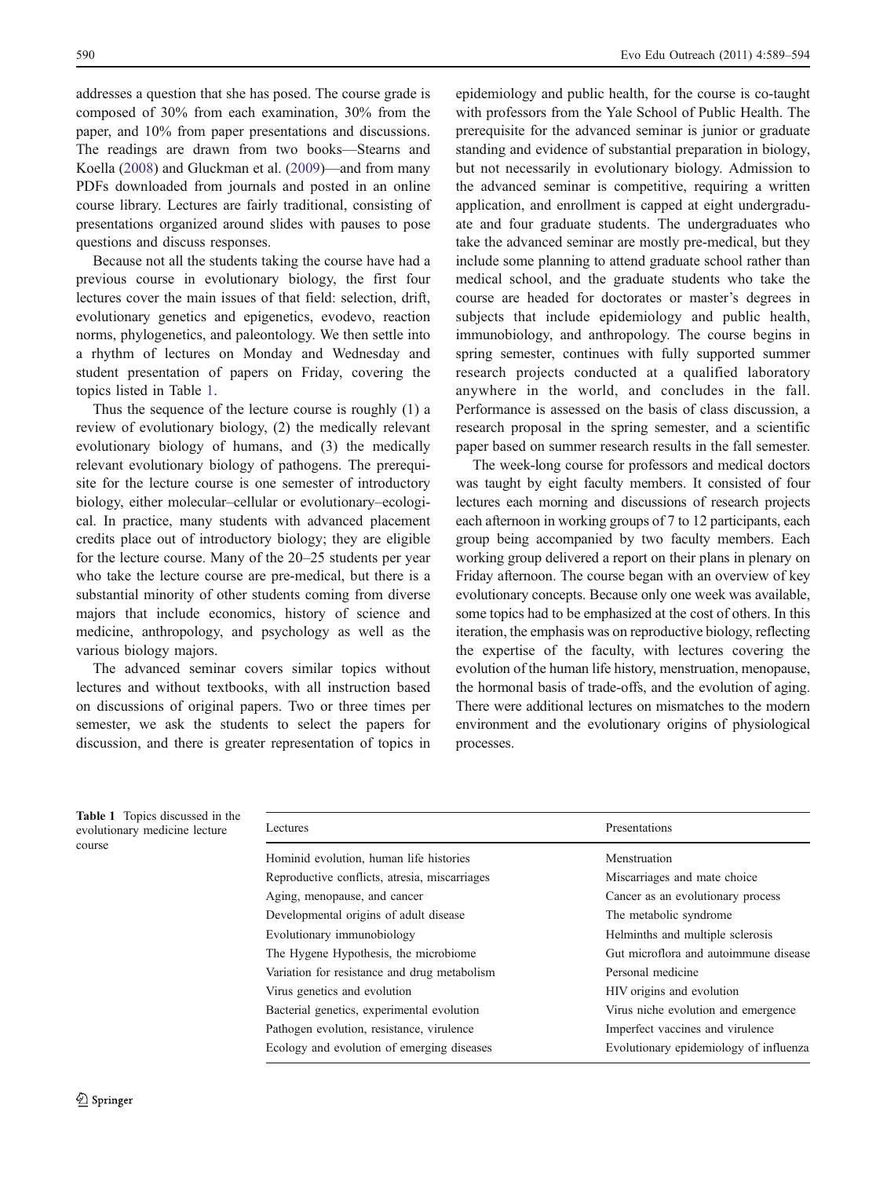addresses a question that she has posed. The course grade is composed of 30% from each examination, 30% from the paper, and 10% from paper presentations and discussions. The readings are drawn from two books—Stearns and Koella (2008) and Gluckman et al. (2009)—and from many PDFs downloaded from journals and posted in an online course library. Lectures are fairly traditional, consisting of presentations organized around slides with pauses to pose questions and discuss responses.

Because not all the students taking the course have had a previous course in evolutionary biology, the first four lectures cover the main issues of that field: selection, drift, evolutionary genetics and epigenetics, evodevo, reaction norms, phylogenetics, and paleontology. We then settle into a rhythm of lectures on Monday and Wednesday and student presentation of papers on Friday, covering the topics listed in Table 1.

Thus the sequence of the lecture course is roughly (1) a review of evolutionary biology, (2) the medically relevant evolutionary biology of humans, and (3) the medically relevant evolutionary biology of pathogens. The prerequisite for the lecture course is one semester of introductory biology, either molecular–cellular or evolutionary–ecological. In practice, many students with advanced placement credits place out of introductory biology; they are eligible for the lecture course. Many of the 20–25 students per year who take the lecture course are pre-medical, but there is a substantial minority of other students coming from diverse majors that include economics, history of science and medicine, anthropology, and psychology as well as the various biology majors.

The advanced seminar covers similar topics without lectures and without textbooks, with all instruction based on discussions of original papers. Two or three times per semester, we ask the students to select the papers for discussion, and there is greater representation of topics in epidemiology and public health, for the course is co-taught with professors from the Yale School of Public Health. The prerequisite for the advanced seminar is junior or graduate standing and evidence of substantial preparation in biology, but not necessarily in evolutionary biology. Admission to the advanced seminar is competitive, requiring a written application, and enrollment is capped at eight undergraduate and four graduate students. The undergraduates who take the advanced seminar are mostly pre-medical, but they include some planning to attend graduate school rather than medical school, and the graduate students who take the course are headed for doctorates or master's degrees in subjects that include epidemiology and public health, immunobiology, and anthropology. The course begins in spring semester, continues with fully supported summer research projects conducted at a qualified laboratory anywhere in the world, and concludes in the fall. Performance is assessed on the basis of class discussion, a research proposal in the spring semester, and a scientific paper based on summer research results in the fall semester.

The week-long course for professors and medical doctors was taught by eight faculty members. It consisted of four lectures each morning and discussions of research projects each afternoon in working groups of 7 to 12 participants, each group being accompanied by two faculty members. Each working group delivered a report on their plans in plenary on Friday afternoon. The course began with an overview of key evolutionary concepts. Because only one week was available, some topics had to be emphasized at the cost of others. In this iteration, the emphasis was on reproductive biology, reflecting the expertise of the faculty, with lectures covering the evolution of the human life history, menstruation, menopause, the hormonal basis of trade-offs, and the evolution of aging. There were additional lectures on mismatches to the modern environment and the evolutionary origins of physiological processes.

**Table 1** Topics discussed in the evolutionary medicine lecture course

| Lectures | Presentations |
|---|---|
| Hominid evolution, human life histories | Menstruation |
| Reproductive conflicts, atresia, miscarriages | Miscarriages and mate choice |
| Aging, menopause, and cancer | Cancer as an evolutionary process |
| Developmental origins of adult disease | The metabolic syndrome |
| Evolutionary immunobiology | Helminths and multiple sclerosis |
| The Hygene Hypothesis, the microbiome | Gut microflora and autoimmune disease |
| Variation for resistance and drug metabolism | Personal medicine |
| Virus genetics and evolution | HIV origins and evolution |
| Bacterial genetics, experimental evolution | Virus niche evolution and emergence |
| Pathogen evolution, resistance, virulence | Imperfect vaccines and virulence |
| Ecology and evolution of emerging diseases | Evolutionary epidemiology of influenza |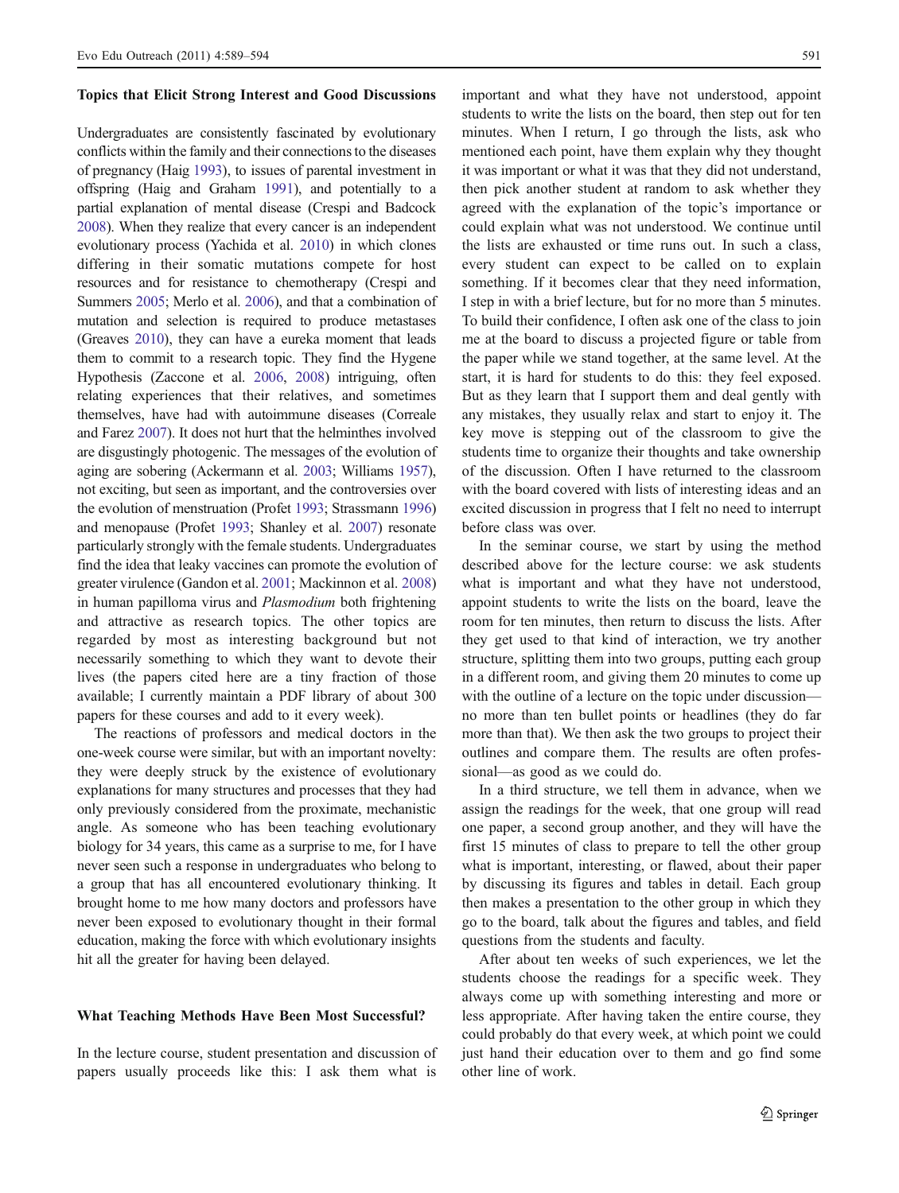### Topics that Elicit Strong Interest and Good Discussions

Undergraduates are consistently fascinated by evolutionary conflicts within the family and their connections to the diseases of pregnancy (Haig 1993), to issues of parental investment in offspring (Haig and Graham 1991), and potentially to a partial explanation of mental disease (Crespi and Badcock 2008). When they realize that every cancer is an independent evolutionary process (Yachida et al. 2010) in which clones differing in their somatic mutations compete for host resources and for resistance to chemotherapy (Crespi and Summers 2005; Merlo et al. 2006), and that a combination of mutation and selection is required to produce metastases (Greaves 2010), they can have a eureka moment that leads them to commit to a research topic. They find the Hygene Hypothesis (Zaccone et al. 2006, 2008) intriguing, often relating experiences that their relatives, and sometimes themselves, have had with autoimmune diseases (Correale and Farez 2007). It does not hurt that the helminthes involved are disgustingly photogenic. The messages of the evolution of aging are sobering (Ackermann et al. 2003; Williams 1957), not exciting, but seen as important, and the controversies over the evolution of menstruation (Profet 1993; Strassmann 1996) and menopause (Profet 1993; Shanley et al. 2007) resonate particularly strongly with the female students. Undergraduates find the idea that leaky vaccines can promote the evolution of greater virulence (Gandon et al. 2001; Mackinnon et al. 2008) in human papilloma virus and *Plasmodium* both frightening and attractive as research topics. The other topics are regarded by most as interesting background but not necessarily something to which they want to devote their lives (the papers cited here are a tiny fraction of those available; I currently maintain a PDF library of about 300 papers for these courses and add to it every week).

The reactions of professors and medical doctors in the one-week course were similar, but with an important novelty: they were deeply struck by the existence of evolutionary explanations for many structures and processes that they had only previously considered from the proximate, mechanistic angle. As someone who has been teaching evolutionary biology for 34 years, this came as a surprise to me, for I have never seen such a response in undergraduates who belong to a group that has all encountered evolutionary thinking. It brought home to me how many doctors and professors have never been exposed to evolutionary thought in their formal education, making the force with which evolutionary insights hit all the greater for having been delayed.

### What Teaching Methods Have Been Most Successful?

In the lecture course, student presentation and discussion of papers usually proceeds like this: I ask them what is important and what they have not understood, appoint students to write the lists on the board, then step out for ten minutes. When I return, I go through the lists, ask who mentioned each point, have them explain why they thought it was important or what it was that they did not understand, then pick another student at random to ask whether they agreed with the explanation of the topic's importance or could explain what was not understood. We continue until the lists are exhausted or time runs out. In such a class, every student can expect to be called on to explain something. If it becomes clear that they need information, I step in with a brief lecture, but for no more than 5 minutes. To build their confidence, I often ask one of the class to join me at the board to discuss a projected figure or table from the paper while we stand together, at the same level. At the start, it is hard for students to do this: they feel exposed. But as they learn that I support them and deal gently with any mistakes, they usually relax and start to enjoy it. The key move is stepping out of the classroom to give the students time to organize their thoughts and take ownership of the discussion. Often I have returned to the classroom with the board covered with lists of interesting ideas and an excited discussion in progress that I felt no need to interrupt before class was over.

In the seminar course, we start by using the method described above for the lecture course: we ask students what is important and what they have not understood, appoint students to write the lists on the board, leave the room for ten minutes, then return to discuss the lists. After they get used to that kind of interaction, we try another structure, splitting them into two groups, putting each group in a different room, and giving them 20 minutes to come up with the outline of a lecture on the topic under discussion—no more than ten bullet points or headlines (they do far more than that). We then ask the two groups to project their outlines and compare them. The results are often professional—as good as we could do.

In a third structure, we tell them in advance, when we assign the readings for the week, that one group will read one paper, a second group another, and they will have the first 15 minutes of class to prepare to tell the other group what is important, interesting, or flawed, about their paper by discussing its figures and tables in detail. Each group then makes a presentation to the other group in which they go to the board, talk about the figures and tables, and field questions from the students and faculty.

After about ten weeks of such experiences, we let the students choose the readings for a specific week. They always come up with something interesting and more or less appropriate. After having taken the entire course, they could probably do that every week, at which point we could just hand their education over to them and go find some other line of work.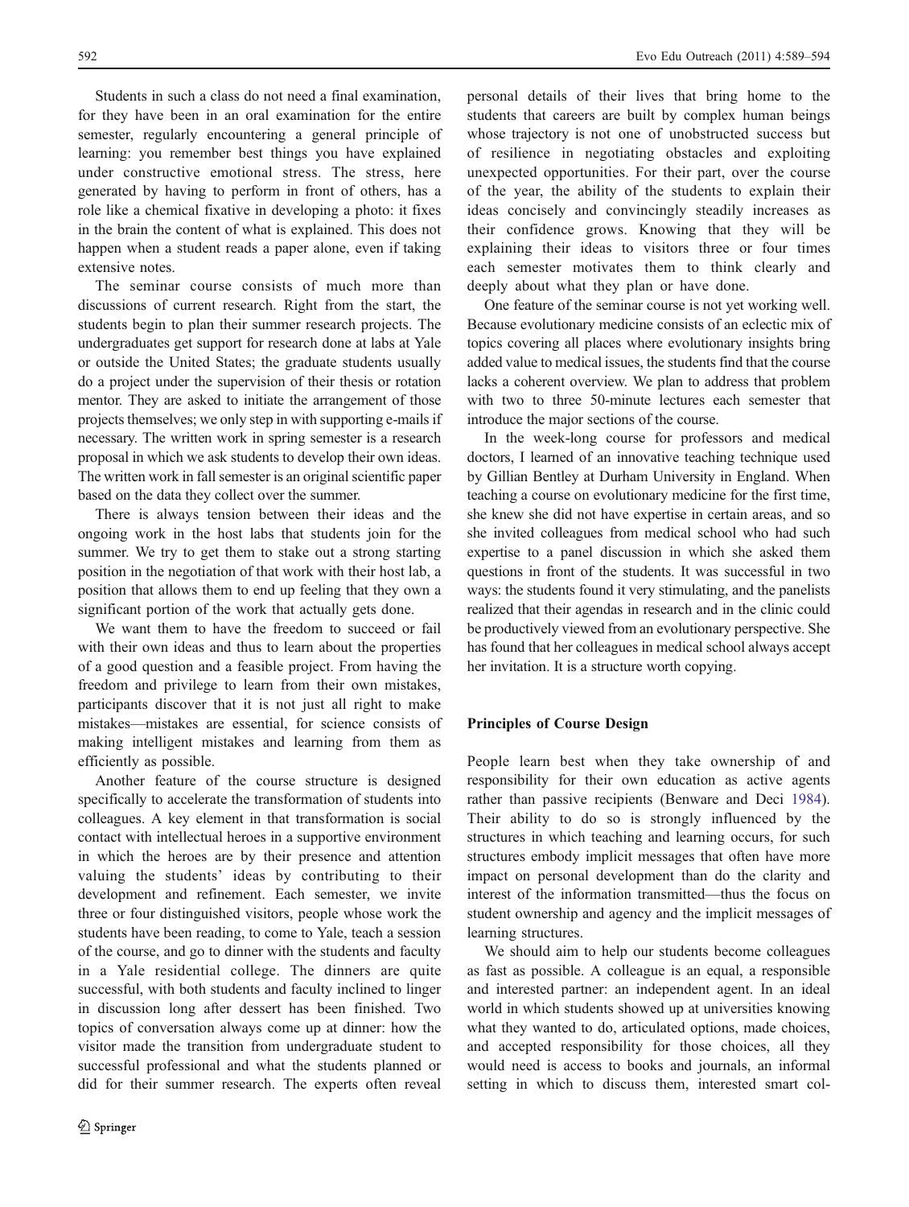Students in such a class do not need a final examination, for they have been in an oral examination for the entire semester, regularly encountering a general principle of learning: you remember best things you have explained under constructive emotional stress. The stress, here generated by having to perform in front of others, has a role like a chemical fixative in developing a photo: it fixes in the brain the content of what is explained. This does not happen when a student reads a paper alone, even if taking extensive notes.

The seminar course consists of much more than discussions of current research. Right from the start, the students begin to plan their summer research projects. The undergraduates get support for research done at labs at Yale or outside the United States; the graduate students usually do a project under the supervision of their thesis or rotation mentor. They are asked to initiate the arrangement of those projects themselves; we only step in with supporting e-mails if necessary. The written work in spring semester is a research proposal in which we ask students to develop their own ideas. The written work in fall semester is an original scientific paper based on the data they collect over the summer.

There is always tension between their ideas and the ongoing work in the host labs that students join for the summer. We try to get them to stake out a strong starting position in the negotiation of that work with their host lab, a position that allows them to end up feeling that they own a significant portion of the work that actually gets done.

We want them to have the freedom to succeed or fail with their own ideas and thus to learn about the properties of a good question and a feasible project. From having the freedom and privilege to learn from their own mistakes, participants discover that it is not just all right to make mistakes—mistakes are essential, for science consists of making intelligent mistakes and learning from them as efficiently as possible.

Another feature of the course structure is designed specifically to accelerate the transformation of students into colleagues. A key element in that transformation is social contact with intellectual heroes in a supportive environment in which the heroes are by their presence and attention valuing the students' ideas by contributing to their development and refinement. Each semester, we invite three or four distinguished visitors, people whose work the students have been reading, to come to Yale, teach a session of the course, and go to dinner with the students and faculty in a Yale residential college. The dinners are quite successful, with both students and faculty inclined to linger in discussion long after dessert has been finished. Two topics of conversation always come up at dinner: how the visitor made the transition from undergraduate student to successful professional and what the students planned or did for their summer research. The experts often reveal personal details of their lives that bring home to the students that careers are built by complex human beings whose trajectory is not one of unobstructed success but of resilience in negotiating obstacles and exploiting unexpected opportunities. For their part, over the course of the year, the ability of the students to explain their ideas concisely and convincingly steadily increases as their confidence grows. Knowing that they will be explaining their ideas to visitors three or four times each semester motivates them to think clearly and deeply about what they plan or have done.

One feature of the seminar course is not yet working well. Because evolutionary medicine consists of an eclectic mix of topics covering all places where evolutionary insights bring added value to medical issues, the students find that the course lacks a coherent overview. We plan to address that problem with two to three 50-minute lectures each semester that introduce the major sections of the course.

In the week-long course for professors and medical doctors, I learned of an innovative teaching technique used by Gillian Bentley at Durham University in England. When teaching a course on evolutionary medicine for the first time, she knew she did not have expertise in certain areas, and so she invited colleagues from medical school who had such expertise to a panel discussion in which she asked them questions in front of the students. It was successful in two ways: the students found it very stimulating, and the panelists realized that their agendas in research and in the clinic could be productively viewed from an evolutionary perspective. She has found that her colleagues in medical school always accept her invitation. It is a structure worth copying.

## Principles of Course Design

People learn best when they take ownership of and responsibility for their own education as active agents rather than passive recipients (Benware and Deci 1984). Their ability to do so is strongly influenced by the structures in which teaching and learning occurs, for such structures embody implicit messages that often have more impact on personal development than do the clarity and interest of the information transmitted—thus the focus on student ownership and agency and the implicit messages of learning structures.

We should aim to help our students become colleagues as fast as possible. A colleague is an equal, a responsible and interested partner: an independent agent. In an ideal world in which students showed up at universities knowing what they wanted to do, articulated options, made choices, and accepted responsibility for those choices, all they would need is access to books and journals, an informal setting in which to discuss them, interested smart col-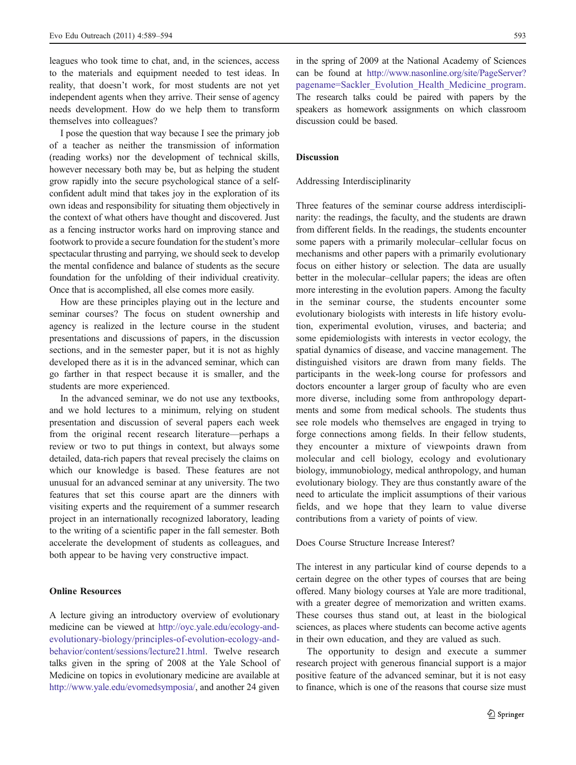leagues who took time to chat, and, in the sciences, access to the materials and equipment needed to test ideas. In reality, that doesn't work, for most students are not yet independent agents when they arrive. Their sense of agency needs development. How do we help them to transform themselves into colleagues?

I pose the question that way because I see the primary job of a teacher as neither the transmission of information (reading works) nor the development of technical skills, however necessary both may be, but as helping the student grow rapidly into the secure psychological stance of a self-confident adult mind that takes joy in the exploration of its own ideas and responsibility for situating them objectively in the context of what others have thought and discovered. Just as a fencing instructor works hard on improving stance and footwork to provide a secure foundation for the student's more spectacular thrusting and parrying, we should seek to develop the mental confidence and balance of students as the secure foundation for the unfolding of their individual creativity. Once that is accomplished, all else comes more easily.

How are these principles playing out in the lecture and seminar courses? The focus on student ownership and agency is realized in the lecture course in the student presentations and discussions of papers, in the discussion sections, and in the semester paper, but it is not as highly developed there as it is in the advanced seminar, which can go farther in that respect because it is smaller, and the students are more experienced.

In the advanced seminar, we do not use any textbooks, and we hold lectures to a minimum, relying on student presentation and discussion of several papers each week from the original recent research literature—perhaps a review or two to put things in context, but always some detailed, data-rich papers that reveal precisely the claims on which our knowledge is based. These features are not unusual for an advanced seminar at any university. The two features that set this course apart are the dinners with visiting experts and the requirement of a summer research project in an internationally recognized laboratory, leading to the writing of a scientific paper in the fall semester. Both accelerate the development of students as colleagues, and both appear to be having very constructive impact.

## Online Resources

A lecture giving an introductory overview of evolutionary medicine can be viewed at http://oyc.yale.edu/ecology-and-evolutionary-biology/principles-of-evolution-ecology-and-behavior/content/sessions/lecture21.html. Twelve research talks given in the spring of 2008 at the Yale School of Medicine on topics in evolutionary medicine are available at http://www.yale.edu/evomedsymposia/, and another 24 given in the spring of 2009 at the National Academy of Sciences can be found at http://www.nasonline.org/site/PageServer?pagename=Sackler_Evolution_Health_Medicine_program. The research talks could be paired with papers by the speakers as homework assignments on which classroom discussion could be based.

## Discussion

### Addressing Interdisciplinarity

Three features of the seminar course address interdisciplinarity: the readings, the faculty, and the students are drawn from different fields. In the readings, the students encounter some papers with a primarily molecular–cellular focus on mechanisms and other papers with a primarily evolutionary focus on either history or selection. The data are usually better in the molecular–cellular papers; the ideas are often more interesting in the evolution papers. Among the faculty in the seminar course, the students encounter some evolutionary biologists with interests in life history evolution, experimental evolution, viruses, and bacteria; and some epidemiologists with interests in vector ecology, the spatial dynamics of disease, and vaccine management. The distinguished visitors are drawn from many fields. The participants in the week-long course for professors and doctors encounter a larger group of faculty who are even more diverse, including some from anthropology departments and some from medical schools. The students thus see role models who themselves are engaged in trying to forge connections among fields. In their fellow students, they encounter a mixture of viewpoints drawn from molecular and cell biology, ecology and evolutionary biology, immunobiology, medical anthropology, and human evolutionary biology. They are thus constantly aware of the need to articulate the implicit assumptions of their various fields, and we hope that they learn to value diverse contributions from a variety of points of view.

### Does Course Structure Increase Interest?

The interest in any particular kind of course depends to a certain degree on the other types of courses that are being offered. Many biology courses at Yale are more traditional, with a greater degree of memorization and written exams. These courses thus stand out, at least in the biological sciences, as places where students can become active agents in their own education, and they are valued as such.

The opportunity to design and execute a summer research project with generous financial support is a major positive feature of the advanced seminar, but it is not easy to finance, which is one of the reasons that course size must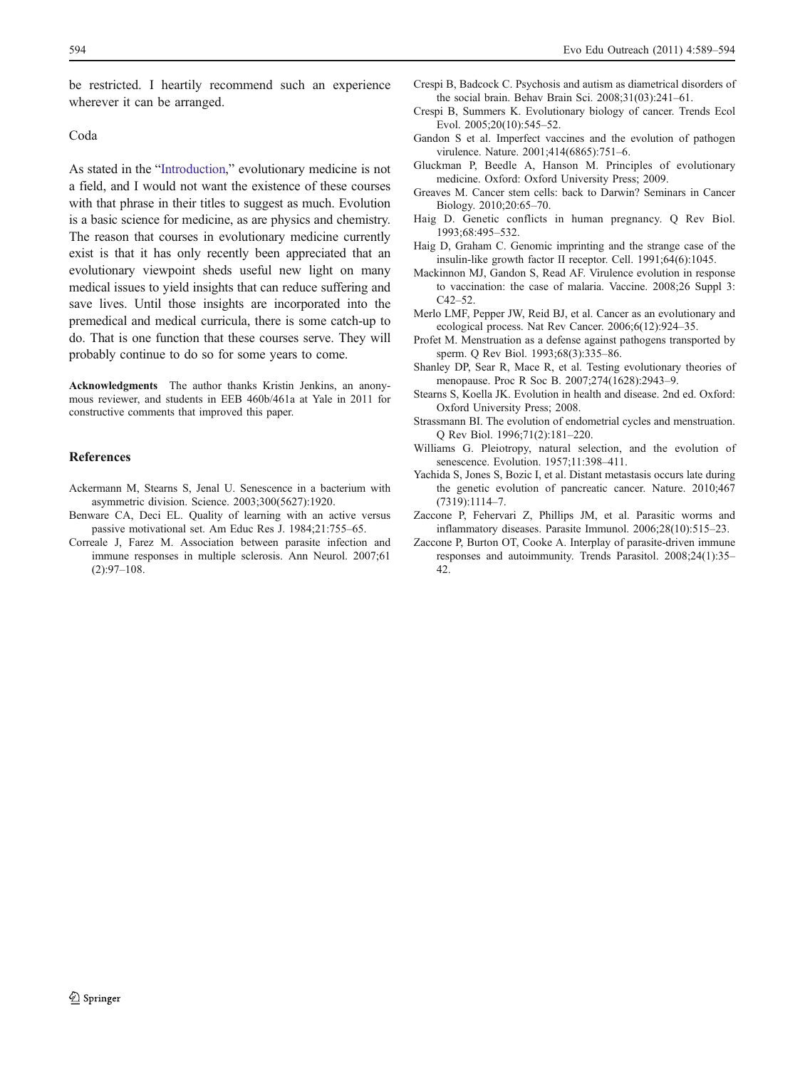be restricted. I heartily recommend such an experience wherever it can be arranged.

## Coda

As stated in the "Introduction," evolutionary medicine is not a field, and I would not want the existence of these courses with that phrase in their titles to suggest as much. Evolution is a basic science for medicine, as are physics and chemistry. The reason that courses in evolutionary medicine currently exist is that it has only recently been appreciated that an evolutionary viewpoint sheds useful new light on many medical issues to yield insights that can reduce suffering and save lives. Until those insights are incorporated into the premedical and medical curricula, there is some catch-up to do. That is one function that these courses serve. They will probably continue to do so for some years to come.

**Acknowledgments** The author thanks Kristin Jenkins, an anonymous reviewer, and students in EEB 460b/461a at Yale in 2011 for constructive comments that improved this paper.

## References

Ackermann M, Stearns S, Jenal U. Senescence in a bacterium with asymmetric division. Science. 2003;300(5627):1920.

Benware CA, Deci EL. Quality of learning with an active versus passive motivational set. Am Educ Res J. 1984;21:755–65.

Correale J, Farez M. Association between parasite infection and immune responses in multiple sclerosis. Ann Neurol. 2007;61(2):97–108.

Crespi B, Badcock C. Psychosis and autism as diametrical disorders of the social brain. Behav Brain Sci. 2008;31(03):241–61.

Crespi B, Summers K. Evolutionary biology of cancer. Trends Ecol Evol. 2005;20(10):545–52.

Gandon S et al. Imperfect vaccines and the evolution of pathogen virulence. Nature. 2001;414(6865):751–6.

Gluckman P, Beedle A, Hanson M. Principles of evolutionary medicine. Oxford: Oxford University Press; 2009.

Greaves M. Cancer stem cells: back to Darwin? Seminars in Cancer Biology. 2010;20:65–70.

Haig D. Genetic conflicts in human pregnancy. Q Rev Biol. 1993;68:495–532.

Haig D, Graham C. Genomic imprinting and the strange case of the insulin-like growth factor II receptor. Cell. 1991;64(6):1045.

Mackinnon MJ, Gandon S, Read AF. Virulence evolution in response to vaccination: the case of malaria. Vaccine. 2008;26 Suppl 3: C42–52.

Merlo LMF, Pepper JW, Reid BJ, et al. Cancer as an evolutionary and ecological process. Nat Rev Cancer. 2006;6(12):924–35.

Profet M. Menstruation as a defense against pathogens transported by sperm. Q Rev Biol. 1993;68(3):335–86.

Shanley DP, Sear R, Mace R, et al. Testing evolutionary theories of menopause. Proc R Soc B. 2007;274(1628):2943–9.

Stearns S, Koella JK. Evolution in health and disease. 2nd ed. Oxford: Oxford University Press; 2008.

Strassmann BI. The evolution of endometrial cycles and menstruation. Q Rev Biol. 1996;71(2):181–220.

Williams G. Pleiotropy, natural selection, and the evolution of senescence. Evolution. 1957;11:398–411.

Yachida S, Jones S, Bozic I, et al. Distant metastasis occurs late during the genetic evolution of pancreatic cancer. Nature. 2010;467(7319):1114–7.

Zaccone P, Fehervari Z, Phillips JM, et al. Parasitic worms and inflammatory diseases. Parasite Immunol. 2006;28(10):515–23.

Zaccone P, Burton OT, Cooke A. Interplay of parasite-driven immune responses and autoimmunity. Trends Parasitol. 2008;24(1):35–42.